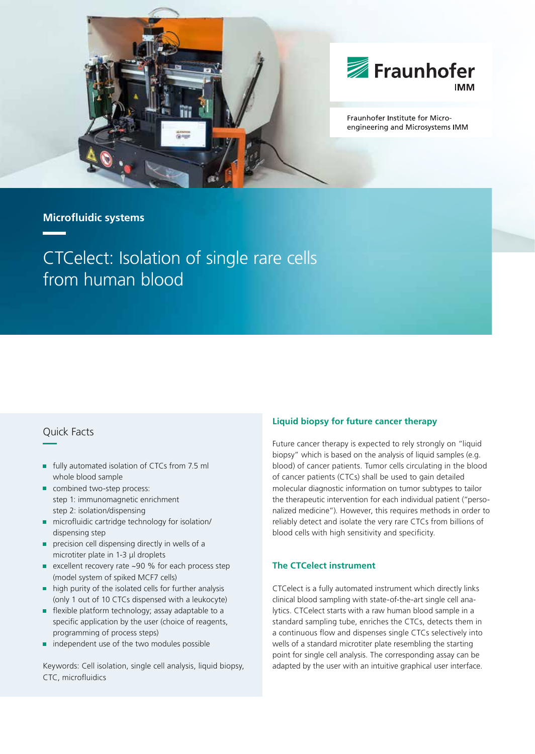Fraunhofer IMM

Fraunhofer Institute for Micro-engineering and Microsystems IMM

**Microfluidic systems**

# CTCelect: Isolation of single rare cells from human blood

## Quick Facts

- fully automated isolation of CTCs from 7.5 ml whole blood sample
- combined two-step process:
  step 1: immunomagnetic enrichment
  step 2: isolation/dispensing
- microfluidic cartridge technology for isolation/dispensing step
- precision cell dispensing directly in wells of a microtiter plate in 1-3 µl droplets
- excellent recovery rate ~90 % for each process step (model system of spiked MCF7 cells)
- high purity of the isolated cells for further analysis (only 1 out of 10 CTCs dispensed with a leukocyte)
- flexible platform technology; assay adaptable to a specific application by the user (choice of reagents, programming of process steps)
- independent use of the two modules possible

Keywords: Cell isolation, single cell analysis, liquid biopsy, CTC, microfluidics

## Liquid biopsy for future cancer therapy

Future cancer therapy is expected to rely strongly on "liquid biopsy" which is based on the analysis of liquid samples (e.g. blood) of cancer patients. Tumor cells circulating in the blood of cancer patients (CTCs) shall be used to gain detailed molecular diagnostic information on tumor subtypes to tailor the therapeutic intervention for each individual patient ("personalized medicine"). However, this requires methods in order to reliably detect and isolate the very rare CTCs from billions of blood cells with high sensitivity and specificity.

## The CTCelect instrument

CTCelect is a fully automated instrument which directly links clinical blood sampling with state-of-the-art single cell analytics. CTCelect starts with a raw human blood sample in a standard sampling tube, enriches the CTCs, detects them in a continuous flow and dispenses single CTCs selectively into wells of a standard microtiter plate resembling the starting point for single cell analysis. The corresponding assay can be adapted by the user with an intuitive graphical user interface.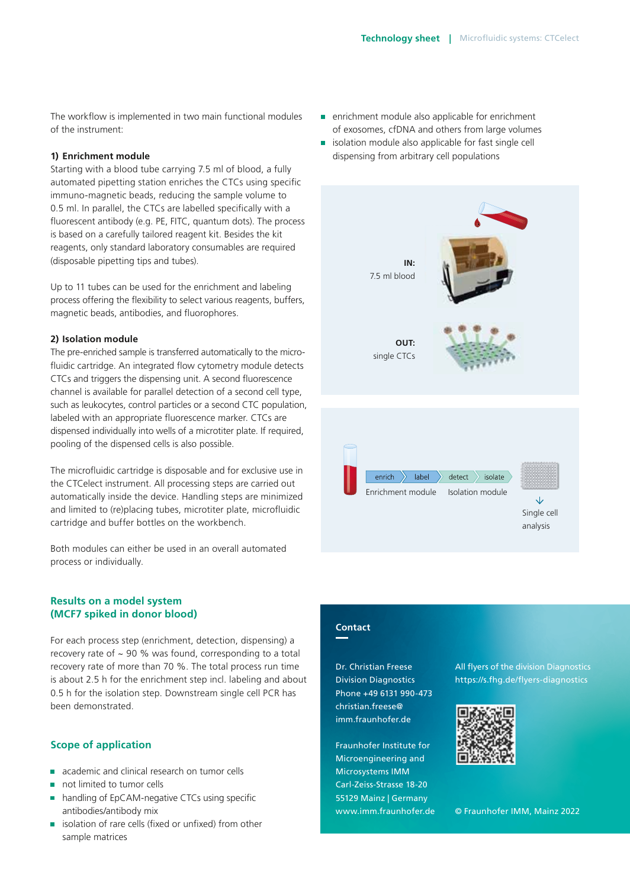The workflow is implemented in two main functional modules of the instrument:

**1) Enrichment module**

Starting with a blood tube carrying 7.5 ml of blood, a fully automated pipetting station enriches the CTCs using specific immuno-magnetic beads, reducing the sample volume to 0.5 ml. In parallel, the CTCs are labelled specifically with a fluorescent antibody (e.g. PE, FITC, quantum dots). The process is based on a carefully tailored reagent kit. Besides the kit reagents, only standard laboratory consumables are required (disposable pipetting tips and tubes).

Up to 11 tubes can be used for the enrichment and labeling process offering the flexibility to select various reagents, buffers, magnetic beads, antibodies, and fluorophores.

**2) Isolation module**

The pre-enriched sample is transferred automatically to the microfluidic cartridge. An integrated flow cytometry module detects CTCs and triggers the dispensing unit. A second fluorescence channel is available for parallel detection of a second cell type, such as leukocytes, control particles or a second CTC population, labeled with an appropriate fluorescence marker. CTCs are dispensed individually into wells of a microtiter plate. If required, pooling of the dispensed cells is also possible.

The microfluidic cartridge is disposable and for exclusive use in the CTCelect instrument. All processing steps are carried out automatically inside the device. Handling steps are minimized and limited to (re)placing tubes, microtiter plate, microfluidic cartridge and buffer bottles on the workbench.

Both modules can either be used in an overall automated process or individually.

## Results on a model system (MCF7 spiked in donor blood)

For each process step (enrichment, detection, dispensing) a recovery rate of ~ 90 % was found, corresponding to a total recovery rate of more than 70 %. The total process run time is about 2.5 h for the enrichment step incl. labeling and about 0.5 h for the isolation step. Downstream single cell PCR has been demonstrated.

## Scope of application

- academic and clinical research on tumor cells
- not limited to tumor cells
- handling of EpCAM-negative CTCs using specific antibodies/antibody mix
- isolation of rare cells (fixed or unfixed) from other sample matrices
- enrichment module also applicable for enrichment of exosomes, cfDNA and others from large volumes
- isolation module also applicable for fast single cell dispensing from arbitrary cell populations

**IN:**
7.5 ml blood

**OUT:**
single CTCs

enrich
label
detect
isolate
Enrichment module
Isolation module
Single cell analysis

## Contact

Dr. Christian Freese
Division Diagnostics
Phone +49 6131 990-473
christian.freese@imm.fraunhofer.de

Fraunhofer Institute for Microengineering and Microsystems IMM
Carl-Zeiss-Strasse 18-20
55129 Mainz | Germany
www.imm.fraunhofer.de

All flyers of the division Diagnostics
https://s.fhg.de/flyers-diagnostics

© Fraunhofer IMM, Mainz 2022